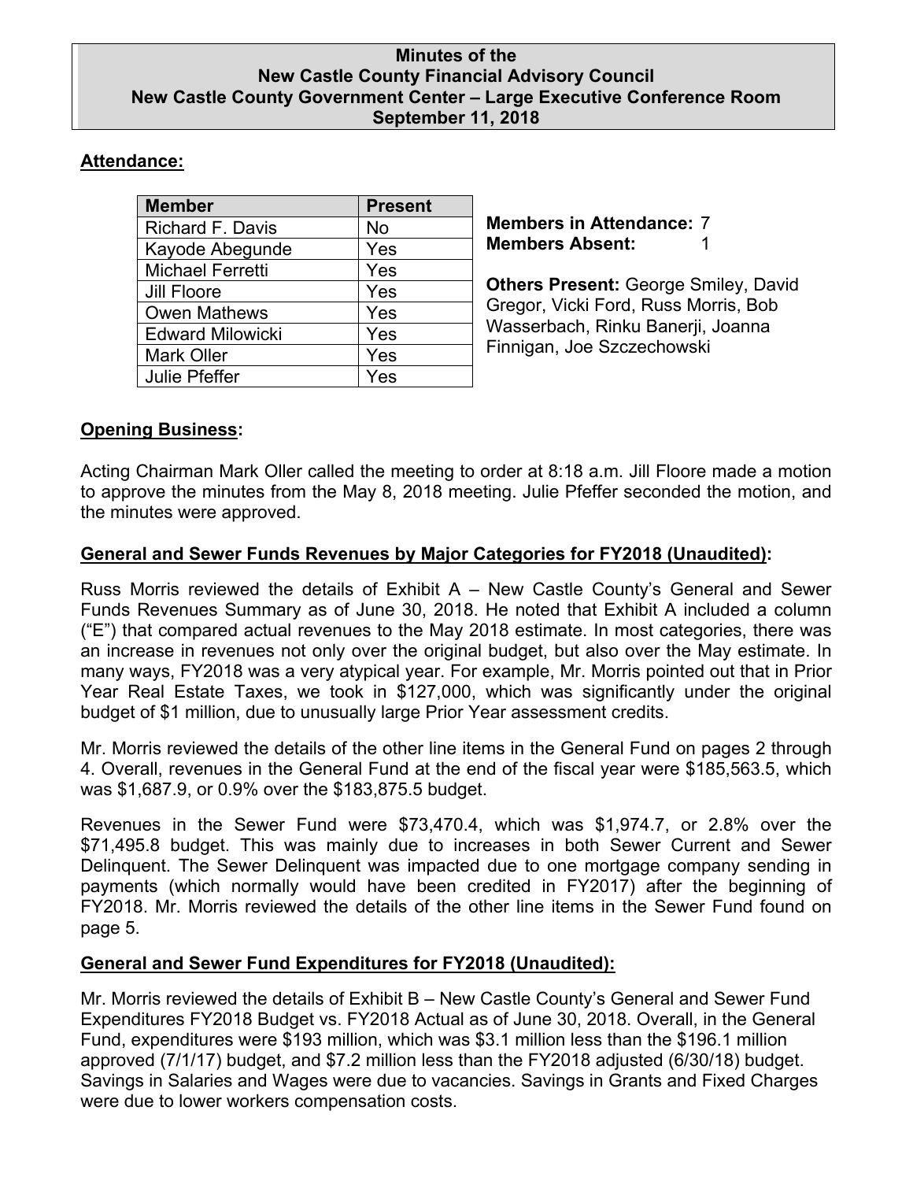# Minutes of the New Castle County Financial Advisory Council
## New Castle County Government Center – Large Executive Conference Room
## September 11, 2018

**Attendance:**

| Member | Present |
| --- | --- |
| Richard F. Davis | No |
| Kayode Abegunde | Yes |
| Michael Ferretti | Yes |
| Jill Floore | Yes |
| Owen Mathews | Yes |
| Edward Milowicki | Yes |
| Mark Oller | Yes |
| Julie Pfeffer | Yes |

**Members in Attendance:** 7
**Members Absent:** 1

**Others Present:** George Smiley, David Gregor, Vicki Ford, Russ Morris, Bob Wasserbach, Rinku Banerji, Joanna Finnigan, Joe Szczechowski

**Opening Business:**

Acting Chairman Mark Oller called the meeting to order at 8:18 a.m. Jill Floore made a motion to approve the minutes from the May 8, 2018 meeting. Julie Pfeffer seconded the motion, and the minutes were approved.

**General and Sewer Funds Revenues by Major Categories for FY2018 (Unaudited):**

Russ Morris reviewed the details of Exhibit A – New Castle County's General and Sewer Funds Revenues Summary as of June 30, 2018. He noted that Exhibit A included a column ("E") that compared actual revenues to the May 2018 estimate. In most categories, there was an increase in revenues not only over the original budget, but also over the May estimate. In many ways, FY2018 was a very atypical year. For example, Mr. Morris pointed out that in Prior Year Real Estate Taxes, we took in $127,000, which was significantly under the original budget of $1 million, due to unusually large Prior Year assessment credits.

Mr. Morris reviewed the details of the other line items in the General Fund on pages 2 through 4. Overall, revenues in the General Fund at the end of the fiscal year were $185,563.5, which was $1,687.9, or 0.9% over the $183,875.5 budget.

Revenues in the Sewer Fund were $73,470.4, which was $1,974.7, or 2.8% over the $71,495.8 budget. This was mainly due to increases in both Sewer Current and Sewer Delinquent. The Sewer Delinquent was impacted due to one mortgage company sending in payments (which normally would have been credited in FY2017) after the beginning of FY2018. Mr. Morris reviewed the details of the other line items in the Sewer Fund found on page 5.

**General and Sewer Fund Expenditures for FY2018 (Unaudited):**

Mr. Morris reviewed the details of Exhibit B – New Castle County's General and Sewer Fund Expenditures FY2018 Budget vs. FY2018 Actual as of June 30, 2018. Overall, in the General Fund, expenditures were $193 million, which was $3.1 million less than the $196.1 million approved (7/1/17) budget, and $7.2 million less than the FY2018 adjusted (6/30/18) budget. Savings in Salaries and Wages were due to vacancies. Savings in Grants and Fixed Charges were due to lower workers compensation costs.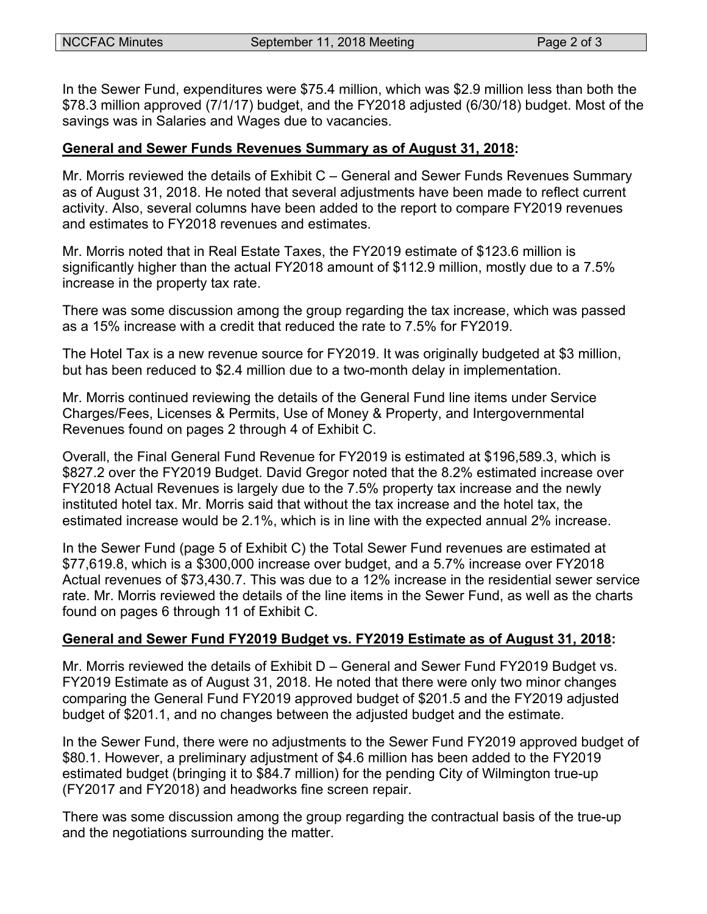In the Sewer Fund, expenditures were $75.4 million, which was $2.9 million less than both the $78.3 million approved (7/1/17) budget, and the FY2018 adjusted (6/30/18) budget. Most of the savings was in Salaries and Wages due to vacancies.

**General and Sewer Funds Revenues Summary as of August 31, 2018:**

Mr. Morris reviewed the details of Exhibit C – General and Sewer Funds Revenues Summary as of August 31, 2018. He noted that several adjustments have been made to reflect current activity. Also, several columns have been added to the report to compare FY2019 revenues and estimates to FY2018 revenues and estimates.

Mr. Morris noted that in Real Estate Taxes, the FY2019 estimate of $123.6 million is significantly higher than the actual FY2018 amount of $112.9 million, mostly due to a 7.5% increase in the property tax rate.

There was some discussion among the group regarding the tax increase, which was passed as a 15% increase with a credit that reduced the rate to 7.5% for FY2019.

The Hotel Tax is a new revenue source for FY2019. It was originally budgeted at $3 million, but has been reduced to $2.4 million due to a two-month delay in implementation.

Mr. Morris continued reviewing the details of the General Fund line items under Service Charges/Fees, Licenses & Permits, Use of Money & Property, and Intergovernmental Revenues found on pages 2 through 4 of Exhibit C.

Overall, the Final General Fund Revenue for FY2019 is estimated at $196,589.3, which is $827.2 over the FY2019 Budget. David Gregor noted that the 8.2% estimated increase over FY2018 Actual Revenues is largely due to the 7.5% property tax increase and the newly instituted hotel tax. Mr. Morris said that without the tax increase and the hotel tax, the estimated increase would be 2.1%, which is in line with the expected annual 2% increase.

In the Sewer Fund (page 5 of Exhibit C) the Total Sewer Fund revenues are estimated at $77,619.8, which is a $300,000 increase over budget, and a 5.7% increase over FY2018 Actual revenues of $73,430.7. This was due to a 12% increase in the residential sewer service rate. Mr. Morris reviewed the details of the line items in the Sewer Fund, as well as the charts found on pages 6 through 11 of Exhibit C.

**General and Sewer Fund FY2019 Budget vs. FY2019 Estimate as of August 31, 2018:**

Mr. Morris reviewed the details of Exhibit D – General and Sewer Fund FY2019 Budget vs. FY2019 Estimate as of August 31, 2018. He noted that there were only two minor changes comparing the General Fund FY2019 approved budget of $201.5 and the FY2019 adjusted budget of $201.1, and no changes between the adjusted budget and the estimate.

In the Sewer Fund, there were no adjustments to the Sewer Fund FY2019 approved budget of $80.1. However, a preliminary adjustment of $4.6 million has been added to the FY2019 estimated budget (bringing it to $84.7 million) for the pending City of Wilmington true-up (FY2017 and FY2018) and headworks fine screen repair.

There was some discussion among the group regarding the contractual basis of the true-up and the negotiations surrounding the matter.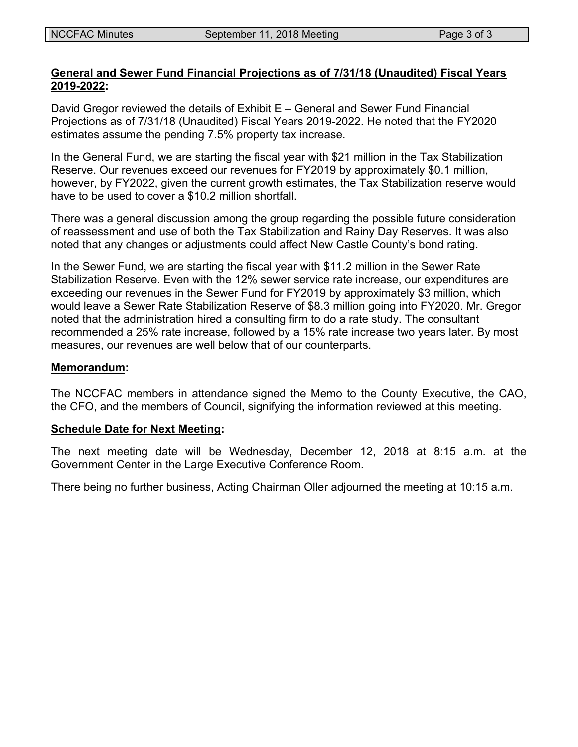**General and Sewer Fund Financial Projections as of 7/31/18 (Unaudited) Fiscal Years 2019-2022:**

David Gregor reviewed the details of Exhibit E – General and Sewer Fund Financial Projections as of 7/31/18 (Unaudited) Fiscal Years 2019-2022. He noted that the FY2020 estimates assume the pending 7.5% property tax increase.

In the General Fund, we are starting the fiscal year with $21 million in the Tax Stabilization Reserve. Our revenues exceed our revenues for FY2019 by approximately $0.1 million, however, by FY2022, given the current growth estimates, the Tax Stabilization reserve would have to be used to cover a $10.2 million shortfall.

There was a general discussion among the group regarding the possible future consideration of reassessment and use of both the Tax Stabilization and Rainy Day Reserves. It was also noted that any changes or adjustments could affect New Castle County's bond rating.

In the Sewer Fund, we are starting the fiscal year with $11.2 million in the Sewer Rate Stabilization Reserve. Even with the 12% sewer service rate increase, our expenditures are exceeding our revenues in the Sewer Fund for FY2019 by approximately $3 million, which would leave a Sewer Rate Stabilization Reserve of $8.3 million going into FY2020. Mr. Gregor noted that the administration hired a consulting firm to do a rate study. The consultant recommended a 25% rate increase, followed by a 15% rate increase two years later. By most measures, our revenues are well below that of our counterparts.

**Memorandum:**

The NCCFAC members in attendance signed the Memo to the County Executive, the CAO, the CFO, and the members of Council, signifying the information reviewed at this meeting.

**Schedule Date for Next Meeting:**

The next meeting date will be Wednesday, December 12, 2018 at 8:15 a.m. at the Government Center in the Large Executive Conference Room.

There being no further business, Acting Chairman Oller adjourned the meeting at 10:15 a.m.